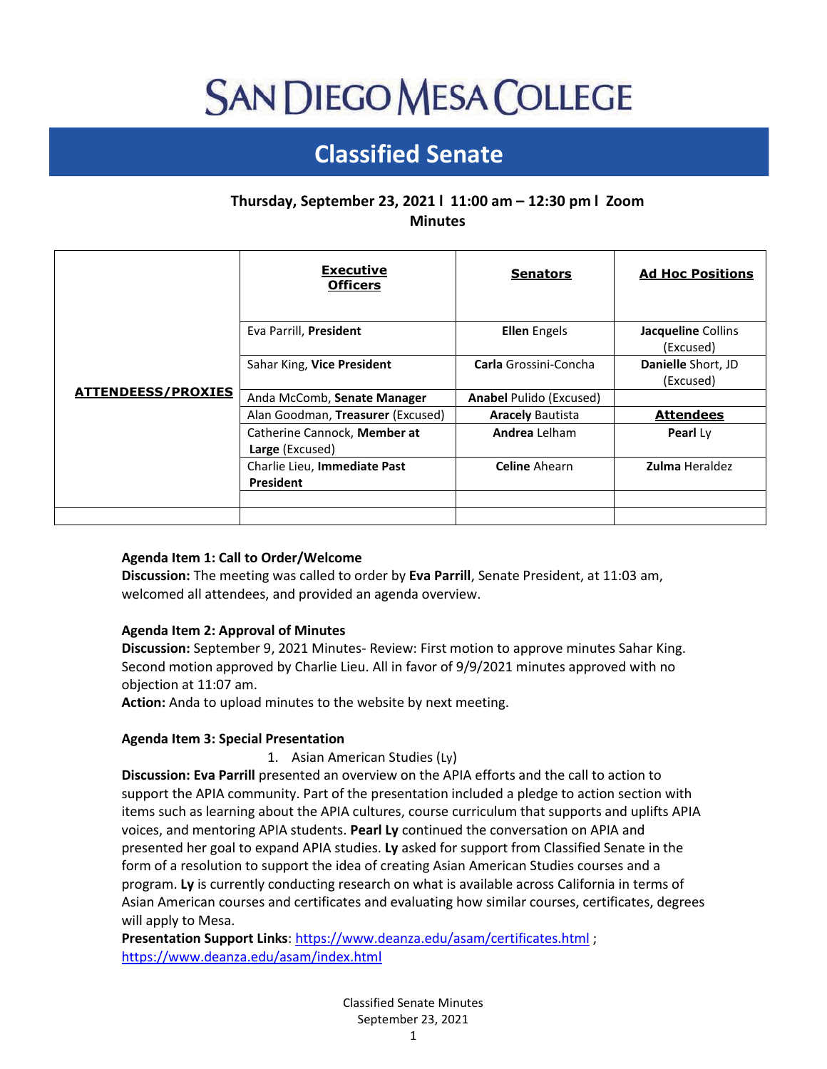# SAN DIEGO MESA COLLEGE

## Classified Senate

**Thursday, September 23, 2021 l 11:00 am – 12:30 pm l Zoom**
**Minutes**

| **ATTENDEESS/PROXIES** | **Executive Officers** | **Senators** | **Ad Hoc Positions** |
|---|---|---|---|
| | Eva Parrill, **President** | **Ellen** Engels | **Jacqueline** Collins (Excused) |
| | Sahar King, **Vice President** | **Carla** Grossini-Concha | **Danielle** Short, JD (Excused) |
| | Anda McComb, **Senate Manager** | **Anabel** Pulido (Excused) | |
| | Alan Goodman, **Treasurer** (Excused) | **Aracely** Bautista | **Attendees** |
| | Catherine Cannock, **Member at Large** (Excused) | **Andrea** Lelham | **Pearl** Ly |
| | Charlie Lieu, **Immediate Past President** | **Celine** Ahearn | **Zulma** Heraldez |
| | | | |
| | | | |

**Agenda Item 1: Call to Order/Welcome**
**Discussion:** The meeting was called to order by **Eva Parrill**, Senate President, at 11:03 am, welcomed all attendees, and provided an agenda overview.

**Agenda Item 2: Approval of Minutes**
**Discussion:** September 9, 2021 Minutes- Review: First motion to approve minutes Sahar King. Second motion approved by Charlie Lieu. All in favor of 9/9/2021 minutes approved with no objection at 11:07 am.
**Action:** Anda to upload minutes to the website by next meeting.

**Agenda Item 3: Special Presentation**

1. Asian American Studies (Ly)

**Discussion: Eva Parrill** presented an overview on the APIA efforts and the call to action to support the APIA community. Part of the presentation included a pledge to action section with items such as learning about the APIA cultures, course curriculum that supports and uplifts APIA voices, and mentoring APIA students. **Pearl Ly** continued the conversation on APIA and presented her goal to expand APIA studies. **Ly** asked for support from Classified Senate in the form of a resolution to support the idea of creating Asian American Studies courses and a program. **Ly** is currently conducting research on what is available across California in terms of Asian American courses and certificates and evaluating how similar courses, certificates, degrees will apply to Mesa.
**Presentation Support Links**: https://www.deanza.edu/asam/certificates.html ; https://www.deanza.edu/asam/index.html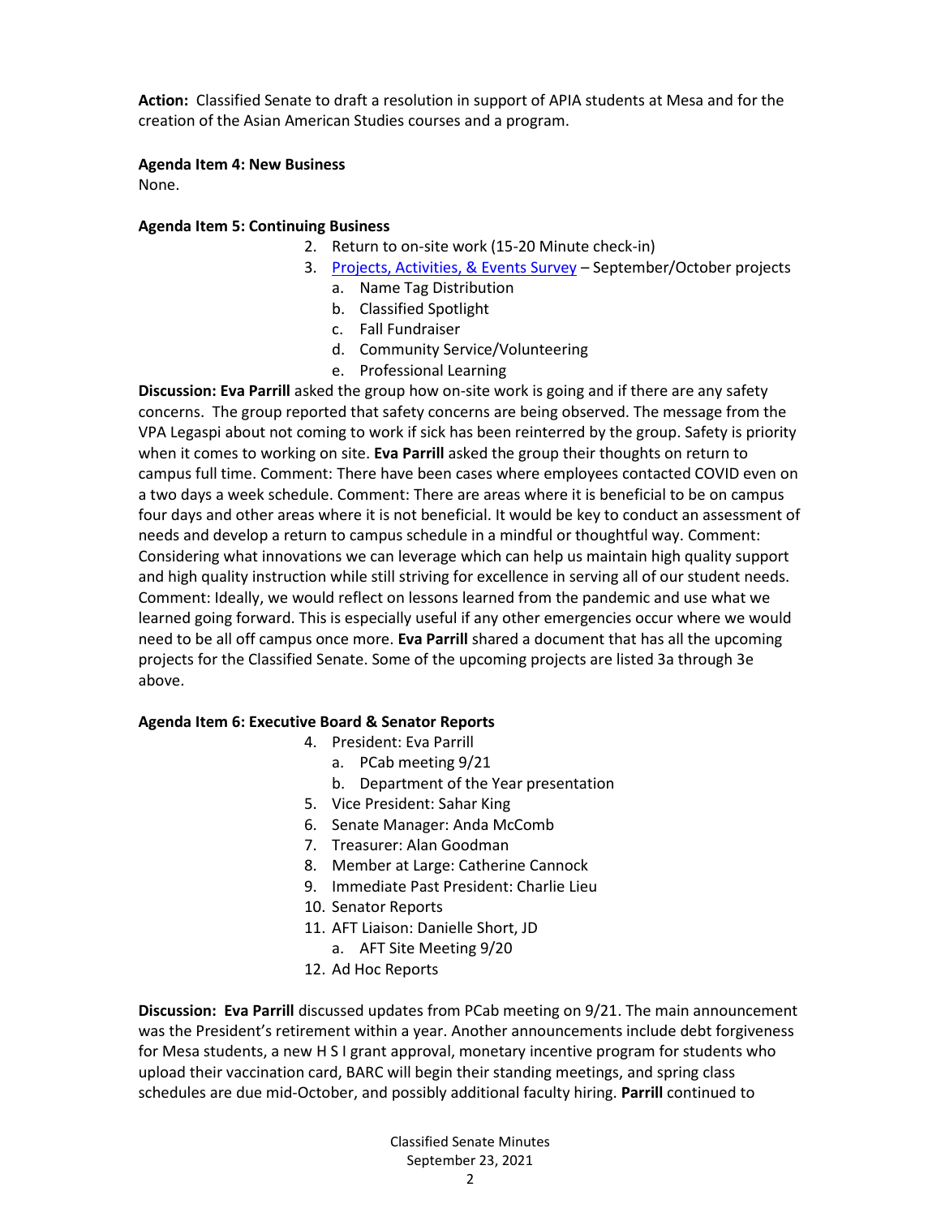**Action:** Classified Senate to draft a resolution in support of APIA students at Mesa and for the creation of the Asian American Studies courses and a program.

**Agenda Item 4: New Business**
None.

**Agenda Item 5: Continuing Business**

2. Return to on-site work (15-20 Minute check-in)
3. [Projects, Activities, & Events Survey]() – September/October projects
   a. Name Tag Distribution
   b. Classified Spotlight
   c. Fall Fundraiser
   d. Community Service/Volunteering
   e. Professional Learning

**Discussion: Eva Parrill** asked the group how on-site work is going and if there are any safety concerns. The group reported that safety concerns are being observed. The message from the VPA Legaspi about not coming to work if sick has been reinterred by the group. Safety is priority when it comes to working on site. **Eva Parrill** asked the group their thoughts on return to campus full time. Comment: There have been cases where employees contacted COVID even on a two days a week schedule. Comment: There are areas where it is beneficial to be on campus four days and other areas where it is not beneficial. It would be key to conduct an assessment of needs and develop a return to campus schedule in a mindful or thoughtful way. Comment: Considering what innovations we can leverage which can help us maintain high quality support and high quality instruction while still striving for excellence in serving all of our student needs. Comment: Ideally, we would reflect on lessons learned from the pandemic and use what we learned going forward. This is especially useful if any other emergencies occur where we would need to be all off campus once more. **Eva Parrill** shared a document that has all the upcoming projects for the Classified Senate. Some of the upcoming projects are listed 3a through 3e above.

**Agenda Item 6: Executive Board & Senator Reports**

4. President: Eva Parrill
   a. PCab meeting 9/21
   b. Department of the Year presentation
5. Vice President: Sahar King
6. Senate Manager: Anda McComb
7. Treasurer: Alan Goodman
8. Member at Large: Catherine Cannock
9. Immediate Past President: Charlie Lieu
10. Senator Reports
11. AFT Liaison: Danielle Short, JD
    a. AFT Site Meeting 9/20
12. Ad Hoc Reports

**Discussion: Eva Parrill** discussed updates from PCab meeting on 9/21. The main announcement was the President's retirement within a year. Another announcements include debt forgiveness for Mesa students, a new H S I grant approval, monetary incentive program for students who upload their vaccination card, BARC will begin their standing meetings, and spring class schedules are due mid-October, and possibly additional faculty hiring. **Parrill** continued to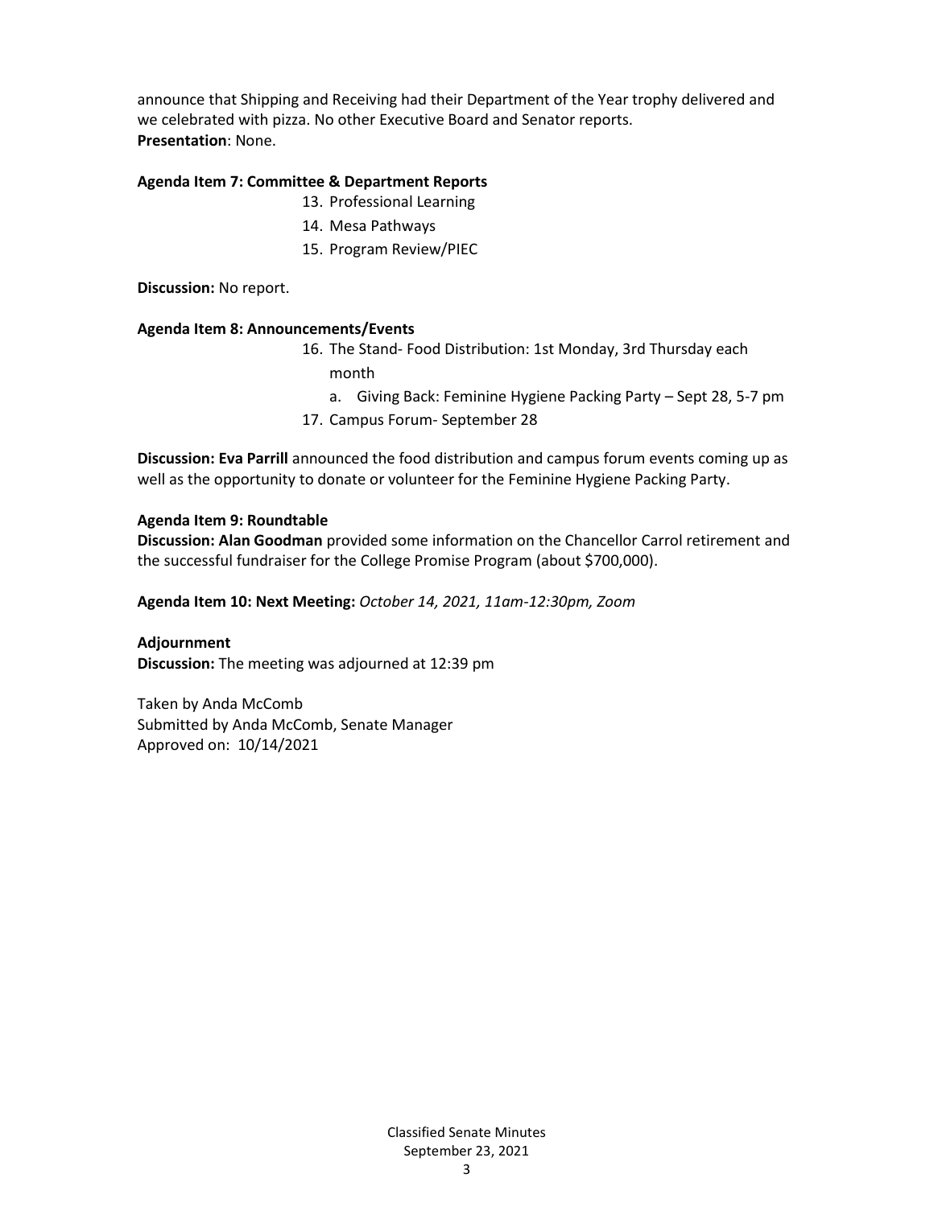announce that Shipping and Receiving had their Department of the Year trophy delivered and we celebrated with pizza. No other Executive Board and Senator reports.
**Presentation**: None.

**Agenda Item 7: Committee & Department Reports**

13. Professional Learning
14. Mesa Pathways
15. Program Review/PIEC

**Discussion:** No report.

**Agenda Item 8: Announcements/Events**

16. The Stand- Food Distribution: 1st Monday, 3rd Thursday each month
    a. Giving Back: Feminine Hygiene Packing Party – Sept 28, 5-7 pm
17. Campus Forum- September 28

**Discussion: Eva Parrill** announced the food distribution and campus forum events coming up as well as the opportunity to donate or volunteer for the Feminine Hygiene Packing Party.

**Agenda Item 9: Roundtable**
**Discussion: Alan Goodman** provided some information on the Chancellor Carrol retirement and the successful fundraiser for the College Promise Program (about $700,000).

**Agenda Item 10: Next Meeting:** *October 14, 2021, 11am-12:30pm, Zoom*

**Adjournment**
**Discussion:** The meeting was adjourned at 12:39 pm

Taken by Anda McComb
Submitted by Anda McComb, Senate Manager
Approved on: 10/14/2021